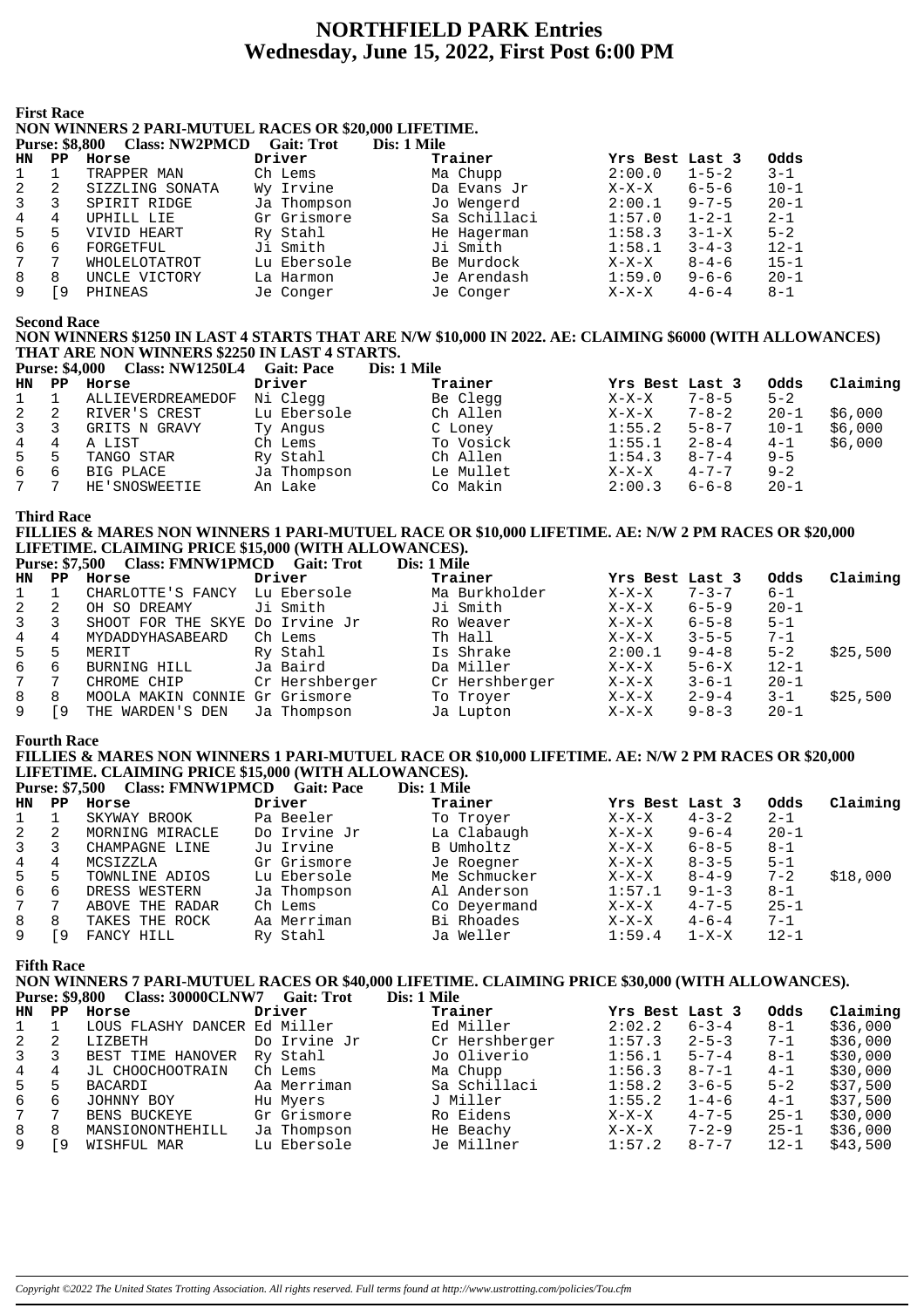# NORTHFIELD PARK Entries
## Wednesday, June 15, 2022, First Post 6:00 PM

### First Race

**NON WINNERS 2 PARI-MUTUEL RACES OR $20,000 LIFETIME.**

**Purse: $8,800 Class: NW2PMCD Gait: Trot Dis: 1 Mile**

| HN | PP | Horse | Driver | Trainer | Yrs Best | Last 3 | Odds |
|---|---|---|---|---|---|---|---|
| 1 | 1 | TRAPPER MAN | Ch Lems | Ma Chupp | 2:00.0 | 1-5-2 | 3-1 |
| 2 | 2 | SIZZLING SONATA | Wy Irvine | Da Evans Jr | X-X-X | 6-5-6 | 10-1 |
| 3 | 3 | SPIRIT RIDGE | Ja Thompson | Jo Wengerd | 2:00.1 | 9-7-5 | 20-1 |
| 4 | 4 | UPHILL LIE | Gr Grismore | Sa Schillaci | 1:57.0 | 1-2-1 | 2-1 |
| 5 | 5 | VIVID HEART | Ry Stahl | He Hagerman | 1:58.3 | 3-1-X | 5-2 |
| 6 | 6 | FORGETFUL | Ji Smith | Ji Smith | 1:58.1 | 3-4-3 | 12-1 |
| 7 | 7 | WHOLELOTATROT | Lu Ebersole | Be Murdock | X-X-X | 8-4-6 | 15-1 |
| 8 | 8 | UNCLE VICTORY | La Harmon | Je Arendash | 1:59.0 | 9-6-6 | 20-1 |
| 9 | [9 | PHINEAS | Je Conger | Je Conger | X-X-X | 4-6-4 | 8-1 |

### Second Race

**NON WINNERS $1250 IN LAST 4 STARTS THAT ARE N/W $10,000 IN 2022. AE: CLAIMING $6000 (WITH ALLOWANCES) THAT ARE NON WINNERS $2250 IN LAST 4 STARTS.**

**Purse: $4,000 Class: NW1250L4 Gait: Pace Dis: 1 Mile**

| HN | PP | Horse | Driver | Trainer | Yrs Best | Last 3 | Odds | Claiming |
|---|---|---|---|---|---|---|---|---|
| 1 | 1 | ALLIEVERDREAMEDOF | Ni Clegg | Be Clegg | X-X-X | 7-8-5 | 5-2 | |
| 2 | 2 | RIVER'S CREST | Lu Ebersole | Ch Allen | X-X-X | 7-8-2 | 20-1 | $6,000 |
| 3 | 3 | GRITS N GRAVY | Ty Angus | C Loney | 1:55.2 | 5-8-7 | 10-1 | $6,000 |
| 4 | 4 | A LIST | Ch Lems | To Vosick | 1:55.1 | 2-8-4 | 4-1 | $6,000 |
| 5 | 5 | TANGO STAR | Ry Stahl | Ch Allen | 1:54.3 | 8-7-4 | 9-5 | |
| 6 | 6 | BIG PLACE | Ja Thompson | Le Mullet | X-X-X | 4-7-7 | 9-2 | |
| 7 | 7 | HE'SNOSWEETIE | An Lake | Co Makin | 2:00.3 | 6-6-8 | 20-1 | |

### Third Race

**FILLIES & MARES NON WINNERS 1 PARI-MUTUEL RACE OR $10,000 LIFETIME. AE: N/W 2 PM RACES OR $20,000 LIFETIME. CLAIMING PRICE $15,000 (WITH ALLOWANCES).**

**Purse: $7,500 Class: FMNW1PMCD Gait: Trot Dis: 1 Mile**

| HN | PP | Horse | Driver | Trainer | Yrs Best | Last 3 | Odds | Claiming |
|---|---|---|---|---|---|---|---|---|
| 1 | 1 | CHARLOTTE'S FANCY | Lu Ebersole | Ma Burkholder | X-X-X | 7-3-7 | 6-1 | |
| 2 | 2 | OH SO DREAMY | Ji Smith | Ji Smith | X-X-X | 6-5-9 | 20-1 | |
| 3 | 3 | SHOOT FOR THE SKYE | Do Irvine Jr | Ro Weaver | X-X-X | 6-5-8 | 5-1 | |
| 4 | 4 | MYDADDYHASABEARD | Ch Lems | Th Hall | X-X-X | 3-5-5 | 7-1 | |
| 5 | 5 | MERIT | Ry Stahl | Is Shrake | 2:00.1 | 9-4-8 | 5-2 | $25,500 |
| 6 | 6 | BURNING HILL | Ja Baird | Da Miller | X-X-X | 5-6-X | 12-1 | |
| 7 | 7 | CHROME CHIP | Cr Hershberger | Cr Hershberger | X-X-X | 3-6-1 | 20-1 | |
| 8 | 8 | MOOLA MAKIN CONNIE | Gr Grismore | To Troyer | X-X-X | 2-9-4 | 3-1 | $25,500 |
| 9 | [9 | THE WARDEN'S DEN | Ja Thompson | Ja Lupton | X-X-X | 9-8-3 | 20-1 | |

### Fourth Race

**FILLIES & MARES NON WINNERS 1 PARI-MUTUEL RACE OR $10,000 LIFETIME. AE: N/W 2 PM RACES OR $20,000 LIFETIME. CLAIMING PRICE $15,000 (WITH ALLOWANCES).**

**Purse: $7,500 Class: FMNW1PMCD Gait: Pace Dis: 1 Mile**

| HN | PP | Horse | Driver | Trainer | Yrs Best | Last 3 | Odds | Claiming |
|---|---|---|---|---|---|---|---|---|
| 1 | 1 | SKYWAY BROOK | Pa Beeler | To Troyer | X-X-X | 4-3-2 | 2-1 | |
| 2 | 2 | MORNING MIRACLE | Do Irvine Jr | La Clabaugh | X-X-X | 9-6-4 | 20-1 | |
| 3 | 3 | CHAMPAGNE LINE | Ju Irvine | B Umholtz | X-X-X | 6-8-5 | 8-1 | |
| 4 | 4 | MCSIZZLA | Gr Grismore | Je Roegner | X-X-X | 8-3-5 | 5-1 | |
| 5 | 5 | TOWNLINE ADIOS | Lu Ebersole | Me Schmucker | X-X-X | 8-4-9 | 7-2 | $18,000 |
| 6 | 6 | DRESS WESTERN | Ja Thompson | Al Anderson | 1:57.1 | 9-1-3 | 8-1 | |
| 7 | 7 | ABOVE THE RADAR | Ch Lems | Co Deyermand | X-X-X | 4-7-5 | 25-1 | |
| 8 | 8 | TAKES THE ROCK | Aa Merriman | Bi Rhoades | X-X-X | 4-6-4 | 7-1 | |
| 9 | [9 | FANCY HILL | Ry Stahl | Ja Weller | 1:59.4 | 1-X-X | 12-1 | |

### Fifth Race

**NON WINNERS 7 PARI-MUTUEL RACES OR $40,000 LIFETIME. CLAIMING PRICE $30,000 (WITH ALLOWANCES).**

**Purse: $9,800 Class: 30000CLNW7 Gait: Trot Dis: 1 Mile**

| HN | PP | Horse | Driver | Trainer | Yrs Best | Last 3 | Odds | Claiming |
|---|---|---|---|---|---|---|---|---|
| 1 | 1 | LOUS FLASHY DANCER | Ed Miller | Ed Miller | 2:02.2 | 6-3-4 | 8-1 | $36,000 |
| 2 | 2 | LIZBETH | Do Irvine Jr | Cr Hershberger | 1:57.3 | 2-5-3 | 7-1 | $36,000 |
| 3 | 3 | BEST TIME HANOVER | Ry Stahl | Jo Oliverio | 1:56.1 | 5-7-4 | 8-1 | $30,000 |
| 4 | 4 | JL CHOOCHOOTRAIN | Ch Lems | Ma Chupp | 1:56.3 | 8-7-1 | 4-1 | $30,000 |
| 5 | 5 | BACARDI | Aa Merriman | Sa Schillaci | 1:58.2 | 3-6-5 | 5-2 | $37,500 |
| 6 | 6 | JOHNNY BOY | Hu Myers | J Miller | 1:55.2 | 1-4-6 | 4-1 | $37,500 |
| 7 | 7 | BENS BUCKEYE | Gr Grismore | Ro Eidens | X-X-X | 4-7-5 | 25-1 | $30,000 |
| 8 | 8 | MANSIONONTHEHILL | Ja Thompson | He Beachy | X-X-X | 7-2-9 | 25-1 | $36,000 |
| 9 | [9 | WISHFUL MAR | Lu Ebersole | Je Millner | 1:57.2 | 8-7-7 | 12-1 | $43,500 |

*Copyright ©2022 The United States Trotting Association. All rights reserved. Full terms found at http://www.ustrotting.com/policies/Tou.cfm*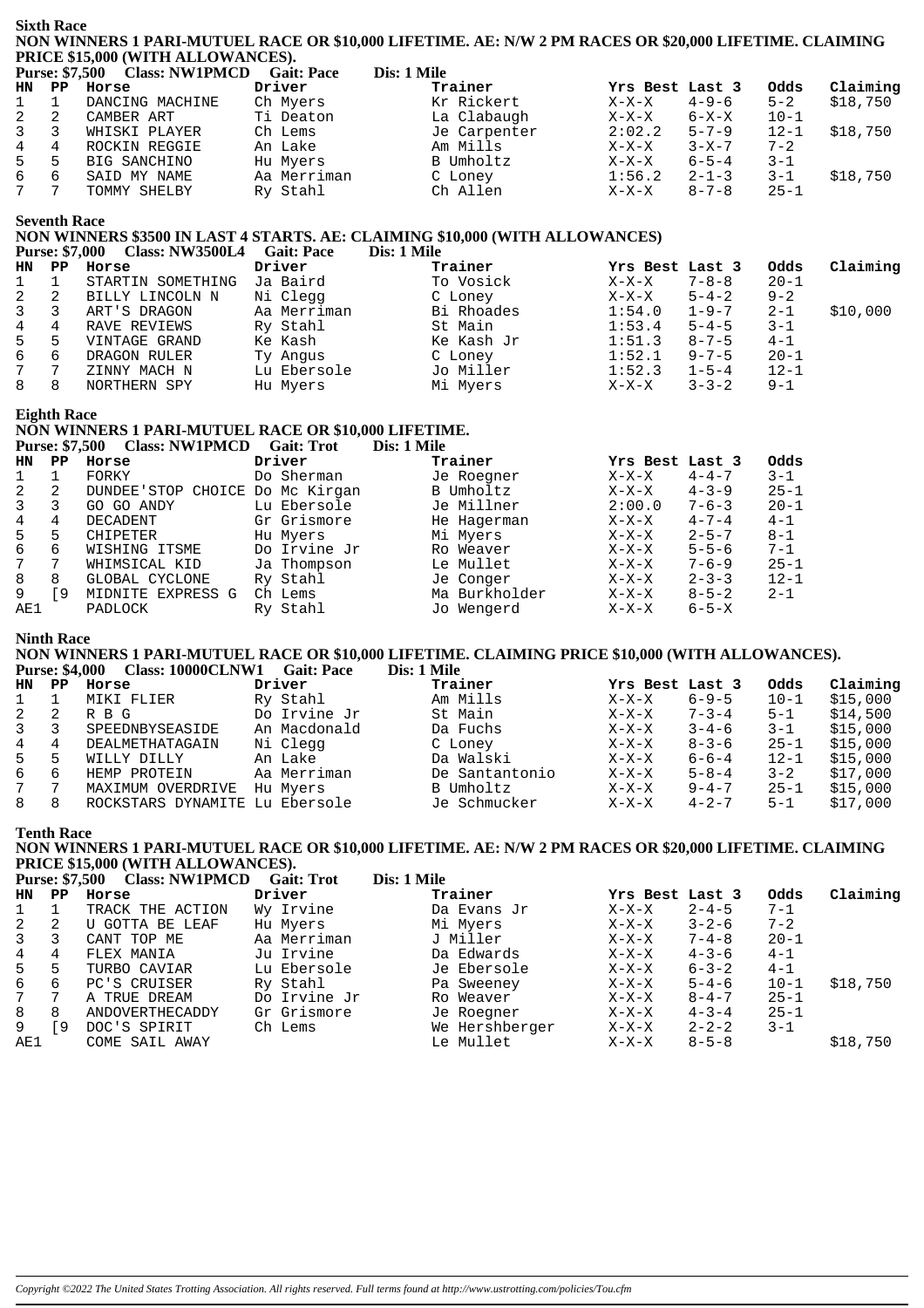## Sixth Race

**NON WINNERS 1 PARI-MUTUEL RACE OR $10,000 LIFETIME. AE: N/W 2 PM RACES OR $20,000 LIFETIME. CLAIMING PRICE $15,000 (WITH ALLOWANCES).**

**Purse: $7,500 Class: NW1PMCD Gait: Pace Dis: 1 Mile**

| HN | PP | Horse | Driver | Trainer | Yrs Best | Last 3 | Odds | Claiming |
|---|---|---|---|---|---|---|---|---|
| 1 | 1 | DANCING MACHINE | Ch Myers | Kr Rickert | X-X-X | 4-9-6 | 5-2 | $18,750 |
| 2 | 2 | CAMBER ART | Ti Deaton | La Clabaugh | X-X-X | 6-X-X | 10-1 | |
| 3 | 3 | WHISKI PLAYER | Ch Lems | Je Carpenter | 2:02.2 | 5-7-9 | 12-1 | $18,750 |
| 4 | 4 | ROCKIN REGGIE | An Lake | Am Mills | X-X-X | 3-X-7 | 7-2 | |
| 5 | 5 | BIG SANCHINO | Hu Myers | B Umholtz | X-X-X | 6-5-4 | 3-1 | |
| 6 | 6 | SAID MY NAME | Aa Merriman | C Loney | 1:56.2 | 2-1-3 | 3-1 | $18,750 |
| 7 | 7 | TOMMY SHELBY | Ry Stahl | Ch Allen | X-X-X | 8-7-8 | 25-1 | |

## Seventh Race

**NON WINNERS $3500 IN LAST 4 STARTS. AE: CLAIMING $10,000 (WITH ALLOWANCES)**

**Purse: $7,000 Class: NW3500L4 Gait: Pace Dis: 1 Mile**

| HN | PP | Horse | Driver | Trainer | Yrs Best | Last 3 | Odds | Claiming |
|---|---|---|---|---|---|---|---|---|
| 1 | 1 | STARTIN SOMETHING | Ja Baird | To Vosick | X-X-X | 7-8-8 | 20-1 | |
| 2 | 2 | BILLY LINCOLN N | Ni Clegg | C Loney | X-X-X | 5-4-2 | 9-2 | |
| 3 | 3 | ART'S DRAGON | Aa Merriman | Bi Rhoades | 1:54.0 | 1-9-7 | 2-1 | $10,000 |
| 4 | 4 | RAVE REVIEWS | Ry Stahl | St Main | 1:53.4 | 5-4-5 | 3-1 | |
| 5 | 5 | VINTAGE GRAND | Ke Kash | Ke Kash Jr | 1:51.3 | 8-7-5 | 4-1 | |
| 6 | 6 | DRAGON RULER | Ty Angus | C Loney | 1:52.1 | 9-7-5 | 20-1 | |
| 7 | 7 | ZINNY MACH N | Lu Ebersole | Jo Miller | 1:52.3 | 1-5-4 | 12-1 | |
| 8 | 8 | NORTHERN SPY | Hu Myers | Mi Myers | X-X-X | 3-3-2 | 9-1 | |

## Eighth Race

**NON WINNERS 1 PARI-MUTUEL RACE OR $10,000 LIFETIME.**

**Purse: $7,500 Class: NW1PMCD Gait: Trot Dis: 1 Mile**

| HN | PP | Horse | Driver | Trainer | Yrs Best | Last 3 | Odds |
|---|---|---|---|---|---|---|---|
| 1 | 1 | FORKY | Do Sherman | Je Roegner | X-X-X | 4-4-7 | 3-1 |
| 2 | 2 | DUNDEE'STOP CHOICE | Do Mc Kirgan | B Umholtz | X-X-X | 4-3-9 | 25-1 |
| 3 | 3 | GO GO ANDY | Lu Ebersole | Je Millner | 2:00.0 | 7-6-3 | 20-1 |
| 4 | 4 | DECADENT | Gr Grismore | He Hagerman | X-X-X | 4-7-4 | 4-1 |
| 5 | 5 | CHIPETER | Hu Myers | Mi Myers | X-X-X | 2-5-7 | 8-1 |
| 6 | 6 | WISHING ITSME | Do Irvine Jr | Ro Weaver | X-X-X | 5-5-6 | 7-1 |
| 7 | 7 | WHIMSICAL KID | Ja Thompson | Le Mullet | X-X-X | 7-6-9 | 25-1 |
| 8 | 8 | GLOBAL CYCLONE | Ry Stahl | Je Conger | X-X-X | 2-3-3 | 12-1 |
| 9 | [9 | MIDNITE EXPRESS G | Ch Lems | Ma Burkholder | X-X-X | 8-5-2 | 2-1 |
| AE1 | | PADLOCK | Ry Stahl | Jo Wengerd | X-X-X | 6-5-X | |

## Ninth Race

**NON WINNERS 1 PARI-MUTUEL RACE OR $10,000 LIFETIME. CLAIMING PRICE $10,000 (WITH ALLOWANCES).**

**Purse: $4,000 Class: 10000CLNW1 Gait: Pace Dis: 1 Mile**

| HN | PP | Horse | Driver | Trainer | Yrs Best | Last 3 | Odds | Claiming |
|---|---|---|---|---|---|---|---|---|
| 1 | 1 | MIKI FLIER | Ry Stahl | Am Mills | X-X-X | 6-9-5 | 10-1 | $15,000 |
| 2 | 2 | R B G | Do Irvine Jr | St Main | X-X-X | 7-3-4 | 5-1 | $14,500 |
| 3 | 3 | SPEEDNBYSEASIDE | An Macdonald | Da Fuchs | X-X-X | 3-4-6 | 3-1 | $15,000 |
| 4 | 4 | DEALMETHATAGAIN | Ni Clegg | C Loney | X-X-X | 8-3-6 | 25-1 | $15,000 |
| 5 | 5 | WILLY DILLY | An Lake | Da Walski | X-X-X | 6-6-4 | 12-1 | $15,000 |
| 6 | 6 | HEMP PROTEIN | Aa Merriman | De Santantonio | X-X-X | 5-8-4 | 3-2 | $17,000 |
| 7 | 7 | MAXIMUM OVERDRIVE | Hu Myers | B Umholtz | X-X-X | 9-4-7 | 25-1 | $15,000 |
| 8 | 8 | ROCKSTARS DYNAMITE | Lu Ebersole | Je Schmucker | X-X-X | 4-2-7 | 5-1 | $17,000 |

## Tenth Race

**NON WINNERS 1 PARI-MUTUEL RACE OR $10,000 LIFETIME. AE: N/W 2 PM RACES OR $20,000 LIFETIME. CLAIMING PRICE $15,000 (WITH ALLOWANCES).**

**Purse: $7,500 Class: NW1PMCD Gait: Trot Dis: 1 Mile**

| HN | PP | Horse | Driver | Trainer | Yrs Best | Last 3 | Odds | Claiming |
|---|---|---|---|---|---|---|---|---|
| 1 | 1 | TRACK THE ACTION | Wy Irvine | Da Evans Jr | X-X-X | 2-4-5 | 7-1 | |
| 2 | 2 | U GOTTA BE LEAF | Hu Myers | Mi Myers | X-X-X | 3-2-6 | 7-2 | |
| 3 | 3 | CANT TOP ME | Aa Merriman | J Miller | X-X-X | 7-4-8 | 20-1 | |
| 4 | 4 | FLEX MANIA | Ju Irvine | Da Edwards | X-X-X | 4-3-6 | 4-1 | |
| 5 | 5 | TURBO CAVIAR | Lu Ebersole | Je Ebersole | X-X-X | 6-3-2 | 4-1 | |
| 6 | 6 | PC'S CRUISER | Ry Stahl | Pa Sweeney | X-X-X | 5-4-6 | 10-1 | $18,750 |
| 7 | 7 | A TRUE DREAM | Do Irvine Jr | Ro Weaver | X-X-X | 8-4-7 | 25-1 | |
| 8 | 8 | ANDOVERTHECADDY | Gr Grismore | Je Roegner | X-X-X | 4-3-4 | 25-1 | |
| 9 | [9 | DOC'S SPIRIT | Ch Lems | We Hershberger | X-X-X | 2-2-2 | 3-1 | |
| AE1 | | COME SAIL AWAY | | Le Mullet | X-X-X | 8-5-8 | | $18,750 |

*Copyright ©2022 The United States Trotting Association. All rights reserved. Full terms found at http://www.ustrotting.com/policies/Tou.cfm*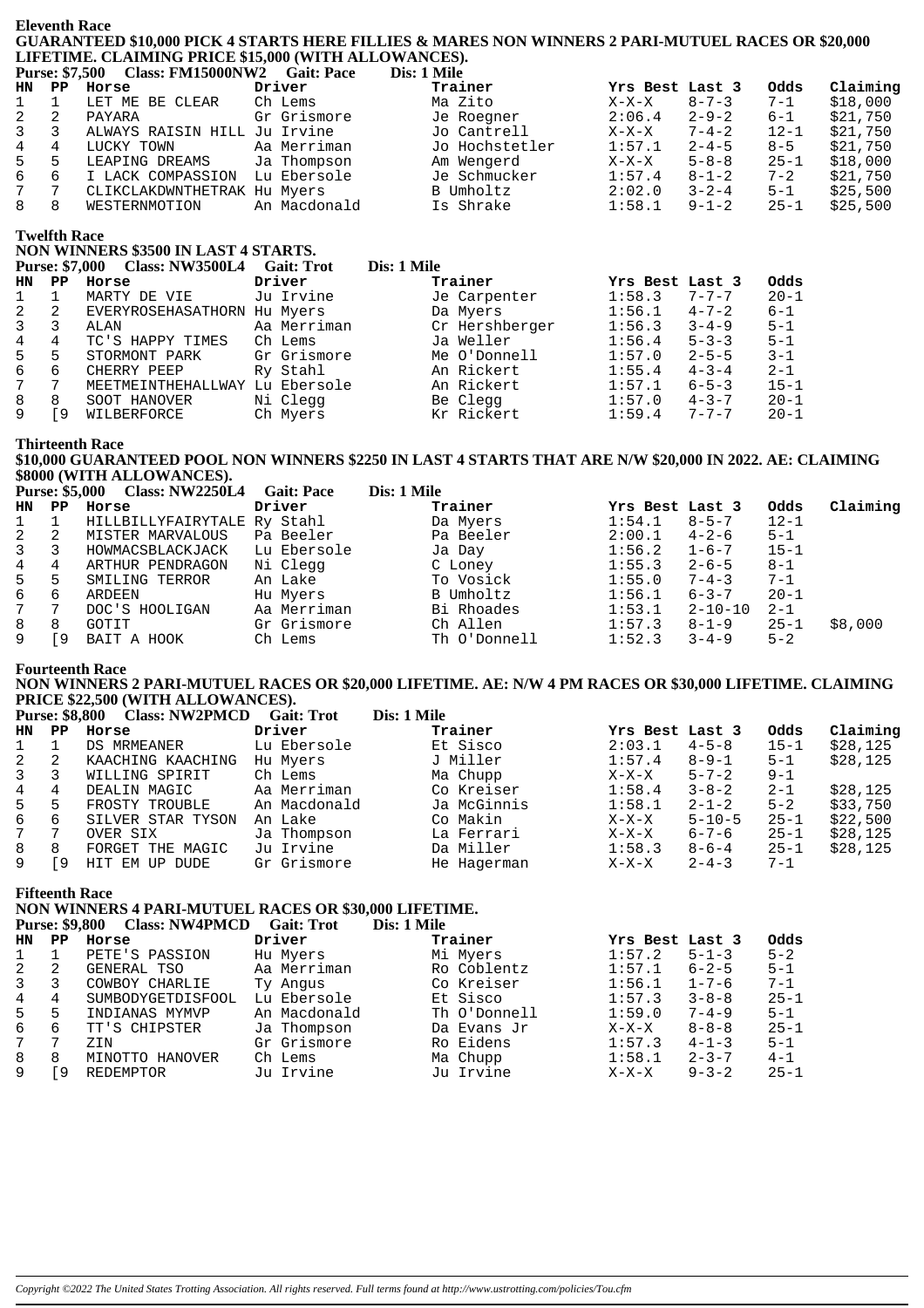## Eleventh Race

**GUARANTEED $10,000 PICK 4 STARTS HERE FILLIES & MARES NON WINNERS 2 PARI-MUTUEL RACES OR $20,000 LIFETIME. CLAIMING PRICE $15,000 (WITH ALLOWANCES).**

**Purse: $7,500 Class: FM15000NW2 Gait: Pace Dis: 1 Mile**

| HN | PP | Horse | Driver | Trainer | Yrs Best | Last 3 | Odds | Claiming |
|---|---|---|---|---|---|---|---|---|
| 1 | 1 | LET ME BE CLEAR | Ch Lems | Ma Zito | X-X-X | 8-7-3 | 7-1 | $18,000 |
| 2 | 2 | PAYARA | Gr Grismore | Je Roegner | 2:06.4 | 2-9-2 | 6-1 | $21,750 |
| 3 | 3 | ALWAYS RAISIN HILL | Ju Irvine | Jo Cantrell | X-X-X | 7-4-2 | 12-1 | $21,750 |
| 4 | 4 | LUCKY TOWN | Aa Merriman | Jo Hochstetler | 1:57.1 | 2-4-5 | 8-5 | $21,750 |
| 5 | 5 | LEAPING DREAMS | Ja Thompson | Am Wengerd | X-X-X | 5-8-8 | 25-1 | $18,000 |
| 6 | 6 | I LACK COMPASSION | Lu Ebersole | Je Schmucker | 1:57.4 | 8-1-2 | 7-2 | $21,750 |
| 7 | 7 | CLIKCLAKDWNTHETRAK | Hu Myers | B Umholtz | 2:02.0 | 3-2-4 | 5-1 | $25,500 |
| 8 | 8 | WESTERNMOTION | An Macdonald | Is Shrake | 1:58.1 | 9-1-2 | 25-1 | $25,500 |

## Twelfth Race

**NON WINNERS $3500 IN LAST 4 STARTS.**

**Purse: $7,000 Class: NW3500L4 Gait: Trot Dis: 1 Mile**

| HN | PP | Horse | Driver | Trainer | Yrs Best | Last 3 | Odds |
|---|---|---|---|---|---|---|---|
| 1 | 1 | MARTY DE VIE | Ju Irvine | Je Carpenter | 1:58.3 | 7-7-7 | 20-1 |
| 2 | 2 | EVERYROSEHASATHORN | Hu Myers | Da Myers | 1:56.1 | 4-7-2 | 6-1 |
| 3 | 3 | ALAN | Aa Merriman | Cr Hershberger | 1:56.3 | 3-4-9 | 5-1 |
| 4 | 4 | TC'S HAPPY TIMES | Ch Lems | Ja Weller | 1:56.4 | 5-3-3 | 5-1 |
| 5 | 5 | STORMONT PARK | Gr Grismore | Me O'Donnell | 1:57.0 | 2-5-5 | 3-1 |
| 6 | 6 | CHERRY PEEP | Ry Stahl | An Rickert | 1:55.4 | 4-3-4 | 2-1 |
| 7 | 7 | MEETMEINTHEHALLWAY | Lu Ebersole | An Rickert | 1:57.1 | 6-5-3 | 15-1 |
| 8 | 8 | SOOT HANOVER | Ni Clegg | Be Clegg | 1:57.0 | 4-3-7 | 20-1 |
| 9 | [9 | WILBERFORCE | Ch Myers | Kr Rickert | 1:59.4 | 7-7-7 | 20-1 |

## Thirteenth Race

**$10,000 GUARANTEED POOL NON WINNERS $2250 IN LAST 4 STARTS THAT ARE N/W $20,000 IN 2022. AE: CLAIMING $8000 (WITH ALLOWANCES).**

**Purse: $5,000 Class: NW2250L4 Gait: Pace Dis: 1 Mile**

| HN | PP | Horse | Driver | Trainer | Yrs Best | Last 3 | Odds | Claiming |
|---|---|---|---|---|---|---|---|---|
| 1 | 1 | HILLBILLYFAIRYTALE | Ry Stahl | Da Myers | 1:54.1 | 8-5-7 | 12-1 | |
| 2 | 2 | MISTER MARVALOUS | Pa Beeler | Pa Beeler | 2:00.1 | 4-2-6 | 5-1 | |
| 3 | 3 | HOWMACSBLACKJACK | Lu Ebersole | Ja Day | 1:56.2 | 1-6-7 | 15-1 | |
| 4 | 4 | ARTHUR PENDRAGON | Ni Clegg | C Loney | 1:55.3 | 2-6-5 | 8-1 | |
| 5 | 5 | SMILING TERROR | An Lake | To Vosick | 1:55.0 | 7-4-3 | 7-1 | |
| 6 | 6 | ARDEEN | Hu Myers | B Umholtz | 1:56.1 | 6-3-7 | 20-1 | |
| 7 | 7 | DOC'S HOOLIGAN | Aa Merriman | Bi Rhoades | 1:53.1 | 2-10-10 | 2-1 | |
| 8 | 8 | GOTIT | Gr Grismore | Ch Allen | 1:57.3 | 8-1-9 | 25-1 | $8,000 |
| 9 | [9 | BAIT A HOOK | Ch Lems | Th O'Donnell | 1:52.3 | 3-4-9 | 5-2 | |

## Fourteenth Race

**NON WINNERS 2 PARI-MUTUEL RACES OR $20,000 LIFETIME. AE: N/W 4 PM RACES OR $30,000 LIFETIME. CLAIMING PRICE $22,500 (WITH ALLOWANCES).**

**Purse: $8,800 Class: NW2PMCD Gait: Trot Dis: 1 Mile**

| HN | PP | Horse | Driver | Trainer | Yrs Best | Last 3 | Odds | Claiming |
|---|---|---|---|---|---|---|---|---|
| 1 | 1 | DS MRMEANER | Lu Ebersole | Et Sisco | 2:03.1 | 4-5-8 | 15-1 | $28,125 |
| 2 | 2 | KAACHING KAACHING | Hu Myers | J Miller | 1:57.4 | 8-9-1 | 5-1 | $28,125 |
| 3 | 3 | WILLING SPIRIT | Ch Lems | Ma Chupp | X-X-X | 5-7-2 | 9-1 | |
| 4 | 4 | DEALIN MAGIC | Aa Merriman | Co Kreiser | 1:58.4 | 3-8-2 | 2-1 | $28,125 |
| 5 | 5 | FROSTY TROUBLE | An Macdonald | Ja McGinnis | 1:58.1 | 2-1-2 | 5-2 | $33,750 |
| 6 | 6 | SILVER STAR TYSON | An Lake | Co Makin | X-X-X | 5-10-5 | 25-1 | $22,500 |
| 7 | 7 | OVER SIX | Ja Thompson | La Ferrari | X-X-X | 6-7-6 | 25-1 | $28,125 |
| 8 | 8 | FORGET THE MAGIC | Ju Irvine | Da Miller | 1:58.3 | 8-6-4 | 25-1 | $28,125 |
| 9 | [9 | HIT EM UP DUDE | Gr Grismore | He Hagerman | X-X-X | 2-4-3 | 7-1 | |

## Fifteenth Race

**NON WINNERS 4 PARI-MUTUEL RACES OR $30,000 LIFETIME.**

**Purse: $9,800 Class: NW4PMCD Gait: Trot Dis: 1 Mile**

| HN | PP | Horse | Driver | Trainer | Yrs Best | Last 3 | Odds |
|---|---|---|---|---|---|---|---|
| 1 | 1 | PETE'S PASSION | Hu Myers | Mi Myers | 1:57.2 | 5-1-3 | 5-2 |
| 2 | 2 | GENERAL TSO | Aa Merriman | Ro Coblentz | 1:57.1 | 6-2-5 | 5-1 |
| 3 | 3 | COWBOY CHARLIE | Ty Angus | Co Kreiser | 1:56.1 | 1-7-6 | 7-1 |
| 4 | 4 | SUMBODYGETDISFOOL | Lu Ebersole | Et Sisco | 1:57.3 | 3-8-8 | 25-1 |
| 5 | 5 | INDIANAS MYMVP | An Macdonald | Th O'Donnell | 1:59.0 | 7-4-9 | 5-1 |
| 6 | 6 | TT'S CHIPSTER | Ja Thompson | Da Evans Jr | X-X-X | 8-8-8 | 25-1 |
| 7 | 7 | ZIN | Gr Grismore | Ro Eidens | 1:57.3 | 4-1-3 | 5-1 |
| 8 | 8 | MINOTTO HANOVER | Ch Lems | Ma Chupp | 1:58.1 | 2-3-7 | 4-1 |
| 9 | [9 | REDEMPTOR | Ju Irvine | Ju Irvine | X-X-X | 9-3-2 | 25-1 |

*Copyright ©2022 The United States Trotting Association. All rights reserved. Full terms found at http://www.ustrotting.com/policies/Tou.cfm*